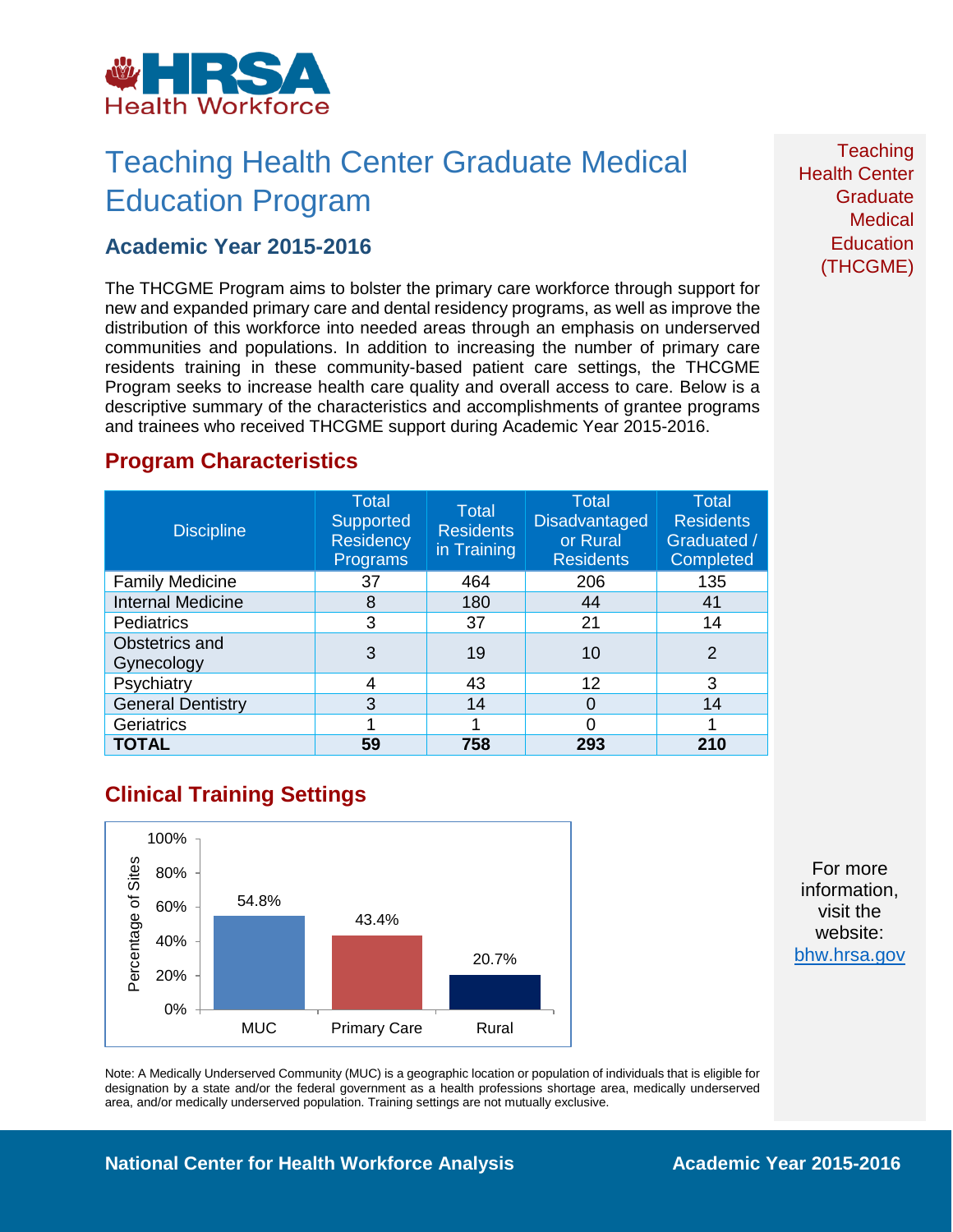HRSA Health Workforce

# Teaching Health Center Graduate Medical Education Program

## Academic Year 2015-2016

The THCGME Program aims to bolster the primary care workforce through support for new and expanded primary care and dental residency programs, as well as improve the distribution of this workforce into needed areas through an emphasis on underserved communities and populations. In addition to increasing the number of primary care residents training in these community-based patient care settings, the THCGME Program seeks to increase health care quality and overall access to care. Below is a descriptive summary of the characteristics and accomplishments of grantee programs and trainees who received THCGME support during Academic Year 2015-2016.

## Program Characteristics

| Discipline | Total Supported Residency Programs | Total Residents in Training | Total Disadvantaged or Rural Residents | Total Residents Graduated / Completed |
|---|---|---|---|---|
| Family Medicine | 37 | 464 | 206 | 135 |
| Internal Medicine | 8 | 180 | 44 | 41 |
| Pediatrics | 3 | 37 | 21 | 14 |
| Obstetrics and Gynecology | 3 | 19 | 10 | 2 |
| Psychiatry | 4 | 43 | 12 | 3 |
| General Dentistry | 3 | 14 | 0 | 14 |
| Geriatrics | 1 | 1 | 0 | 1 |
| **TOTAL** | **59** | **758** | **293** | **210** |

## Clinical Training Settings

| Setting | Percentage of Sites |
|---|---|
| MUC | 54.8% |
| Primary Care | 43.4% |
| Rural | 20.7% |

Note: A Medically Underserved Community (MUC) is a geographic location or population of individuals that is eligible for designation by a state and/or the federal government as a health professions shortage area, medically underserved area, and/or medically underserved population. Training settings are not mutually exclusive.

Teaching Health Center Graduate Medical Education (THCGME)

For more information, visit the website: bhw.hrsa.gov

National Center for Health Workforce Analysis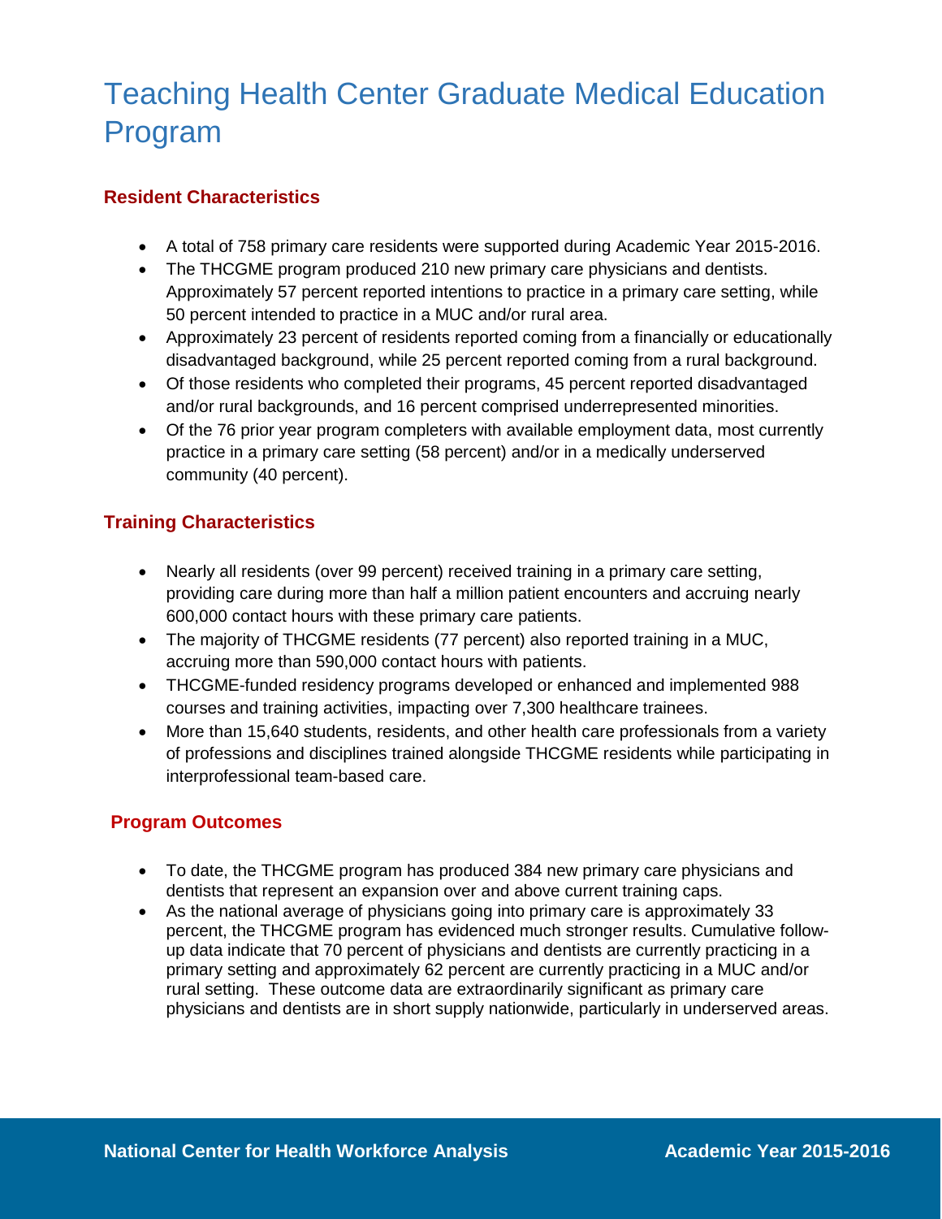# Teaching Health Center Graduate Medical Education Program

## Resident Characteristics

- A total of 758 primary care residents were supported during Academic Year 2015-2016.
- The THCGME program produced 210 new primary care physicians and dentists. Approximately 57 percent reported intentions to practice in a primary care setting, while 50 percent intended to practice in a MUC and/or rural area.
- Approximately 23 percent of residents reported coming from a financially or educationally disadvantaged background, while 25 percent reported coming from a rural background.
- Of those residents who completed their programs, 45 percent reported disadvantaged and/or rural backgrounds, and 16 percent comprised underrepresented minorities.
- Of the 76 prior year program completers with available employment data, most currently practice in a primary care setting (58 percent) and/or in a medically underserved community (40 percent).

## Training Characteristics

- Nearly all residents (over 99 percent) received training in a primary care setting, providing care during more than half a million patient encounters and accruing nearly 600,000 contact hours with these primary care patients.
- The majority of THCGME residents (77 percent) also reported training in a MUC, accruing more than 590,000 contact hours with patients.
- THCGME-funded residency programs developed or enhanced and implemented 988 courses and training activities, impacting over 7,300 healthcare trainees.
- More than 15,640 students, residents, and other health care professionals from a variety of professions and disciplines trained alongside THCGME residents while participating in interprofessional team-based care.

## Program Outcomes

- To date, the THCGME program has produced 384 new primary care physicians and dentists that represent an expansion over and above current training caps.
- As the national average of physicians going into primary care is approximately 33 percent, the THCGME program has evidenced much stronger results. Cumulative follow-up data indicate that 70 percent of physicians and dentists are currently practicing in a primary setting and approximately 62 percent are currently practicing in a MUC and/or rural setting. These outcome data are extraordinarily significant as primary care physicians and dentists are in short supply nationwide, particularly in underserved areas.